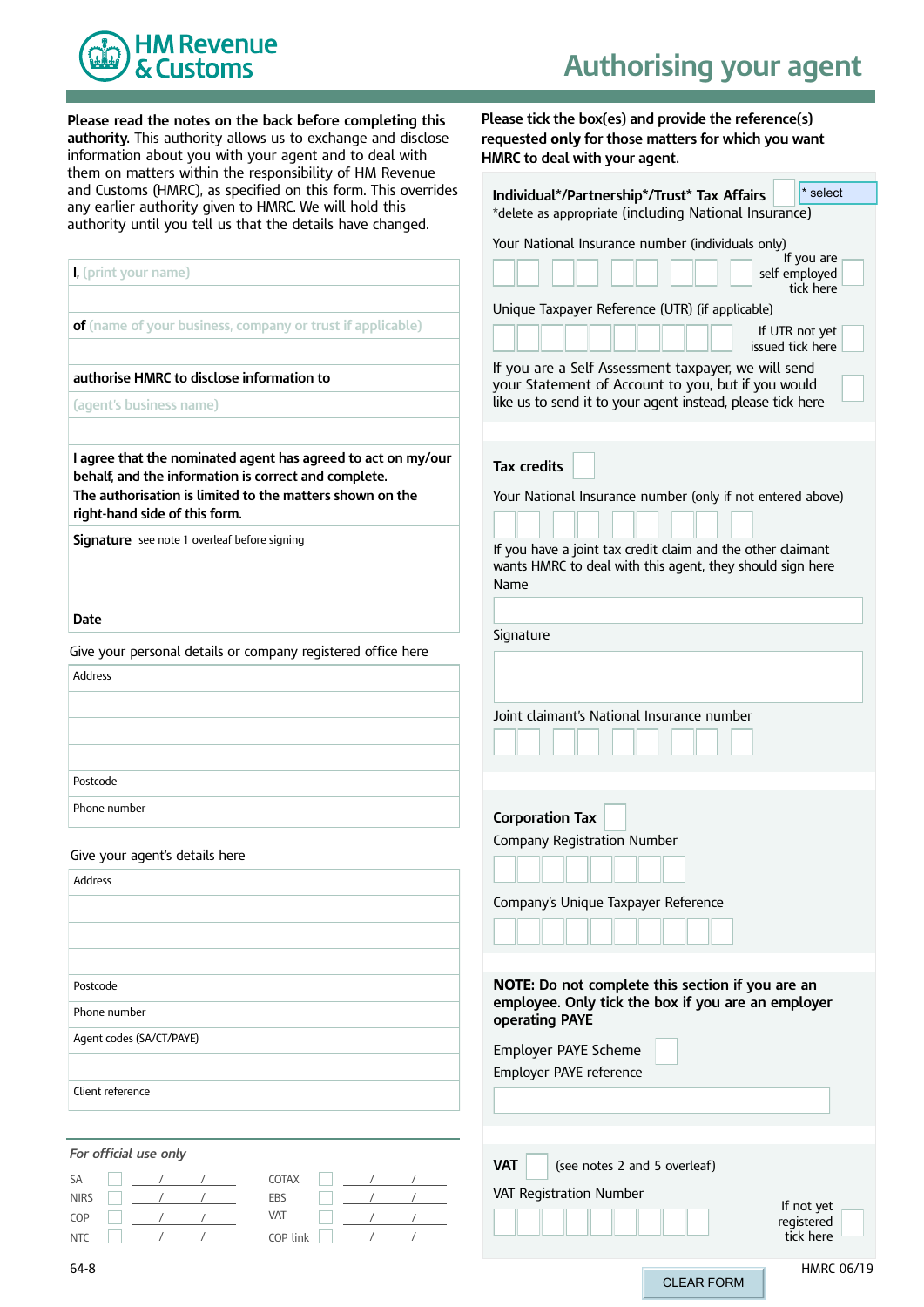HM Revenue & Customs

# Authorising your agent

**Please read the notes on the back before completing this authority.** This authority allows us to exchange and disclose information about you with your agent and to deal with them on matters within the responsibility of HM Revenue and Customs (HMRC), as specified on this form. This overrides any earlier authority given to HMRC. We will hold this authority until you tell us that the details have changed.

**I,** (print your name)

**of** (name of your business, company or trust if applicable)

**authorise HMRC to disclose information to**

(agent's business name)

**I agree that the nominated agent has agreed to act on my/our behalf, and the information is correct and complete. The authorisation is limited to the matters shown on the right-hand side of this form.**

**Signature** see note 1 overleaf before signing

**Date**

Give your personal details or company registered office here

Address

Postcode

Phone number

Give your agent's details here

Address

Postcode

Phone number

Agent codes (SA/CT/PAYE)

Client reference

*For official use only*

| SA | / / | COTAX | / / |
|---|---|---|---|
| NIRS | / / | EBS | / / |
| COP | / / | VAT | / / |
| NTC | / / | COP link | / / |

64-8

**Please tick the box(es) and provide the reference(s) requested only for those matters for which you want HMRC to deal with your agent.**

**Individual\*/Partnership\*/Trust\* Tax Affairs** * select

\*delete as appropriate (including National Insurance)

Your National Insurance number (individuals only)

If you are self employed tick here

Unique Taxpayer Reference (UTR) (if applicable)

If UTR not yet issued tick here

If you are a Self Assessment taxpayer, we will send your Statement of Account to you, but if you would like us to send it to your agent instead, please tick here

**Tax credits**

Your National Insurance number (only if not entered above)

If you have a joint tax credit claim and the other claimant wants HMRC to deal with this agent, they should sign here

Name

Signature

Joint claimant's National Insurance number

**Corporation Tax**

Company Registration Number

Company's Unique Taxpayer Reference

**NOTE: Do not complete this section if you are an employee. Only tick the box if you are an employer operating PAYE**

Employer PAYE Scheme

Employer PAYE reference

**VAT** (see notes 2 and 5 overleaf)

VAT Registration Number

If not yet registered tick here

CLEAR FORM

HMRC 06/19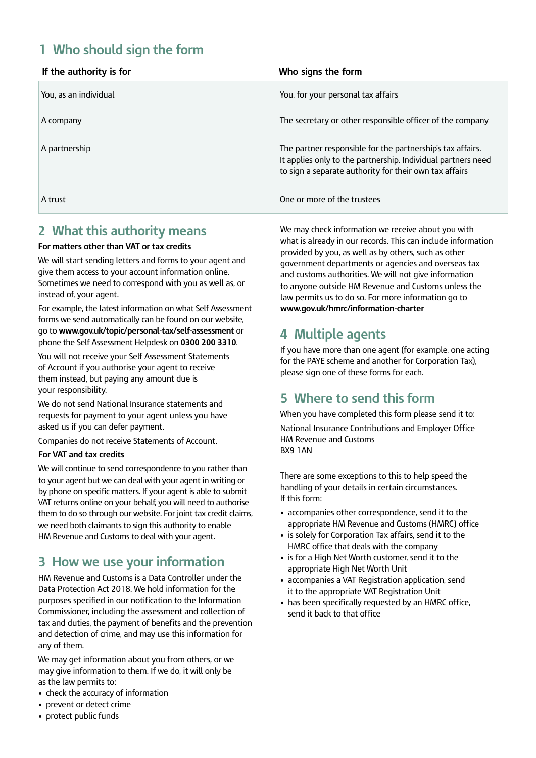## 1 Who should sign the form

| If the authority is for | Who signs the form |
|---|---|
| You, as an individual | You, for your personal tax affairs |
| A company | The secretary or other responsible officer of the company |
| A partnership | The partner responsible for the partnership's tax affairs. It applies only to the partnership. Individual partners need to sign a separate authority for their own tax affairs |
| A trust | One or more of the trustees |

## 2 What this authority means

**For matters other than VAT or tax credits**

We will start sending letters and forms to your agent and give them access to your account information online. Sometimes we need to correspond with you as well as, or instead of, your agent.

For example, the latest information on what Self Assessment forms we send automatically can be found on our website, go to **www.gov.uk/topic/personal-tax/self-assessment** or phone the Self Assessment Helpdesk on **0300 200 3310**.

You will not receive your Self Assessment Statements of Account if you authorise your agent to receive them instead, but paying any amount due is your responsibility.

We do not send National Insurance statements and requests for payment to your agent unless you have asked us if you can defer payment.

Companies do not receive Statements of Account.

**For VAT and tax credits**

We will continue to send correspondence to you rather than to your agent but we can deal with your agent in writing or by phone on specific matters. If your agent is able to submit VAT returns online on your behalf, you will need to authorise them to do so through our website. For joint tax credit claims, we need both claimants to sign this authority to enable HM Revenue and Customs to deal with your agent.

## 3 How we use your information

HM Revenue and Customs is a Data Controller under the Data Protection Act 2018. We hold information for the purposes specified in our notification to the Information Commissioner, including the assessment and collection of tax and duties, the payment of benefits and the prevention and detection of crime, and may use this information for any of them.

We may get information about you from others, or we may give information to them. If we do, it will only be as the law permits to:

- check the accuracy of information
- prevent or detect crime
- protect public funds

We may check information we receive about you with what is already in our records. This can include information provided by you, as well as by others, such as other government departments or agencies and overseas tax and customs authorities. We will not give information to anyone outside HM Revenue and Customs unless the law permits us to do so. For more information go to **www.gov.uk/hmrc/information-charter**

## 4 Multiple agents

If you have more than one agent (for example, one acting for the PAYE scheme and another for Corporation Tax), please sign one of these forms for each.

## 5 Where to send this form

When you have completed this form please send it to:

National Insurance Contributions and Employer Office
HM Revenue and Customs
BX9 1AN

There are some exceptions to this to help speed the handling of your details in certain circumstances. If this form:

- accompanies other correspondence, send it to the appropriate HM Revenue and Customs (HMRC) office
- is solely for Corporation Tax affairs, send it to the HMRC office that deals with the company
- is for a High Net Worth customer, send it to the appropriate High Net Worth Unit
- accompanies a VAT Registration application, send it to the appropriate VAT Registration Unit
- has been specifically requested by an HMRC office, send it back to that office